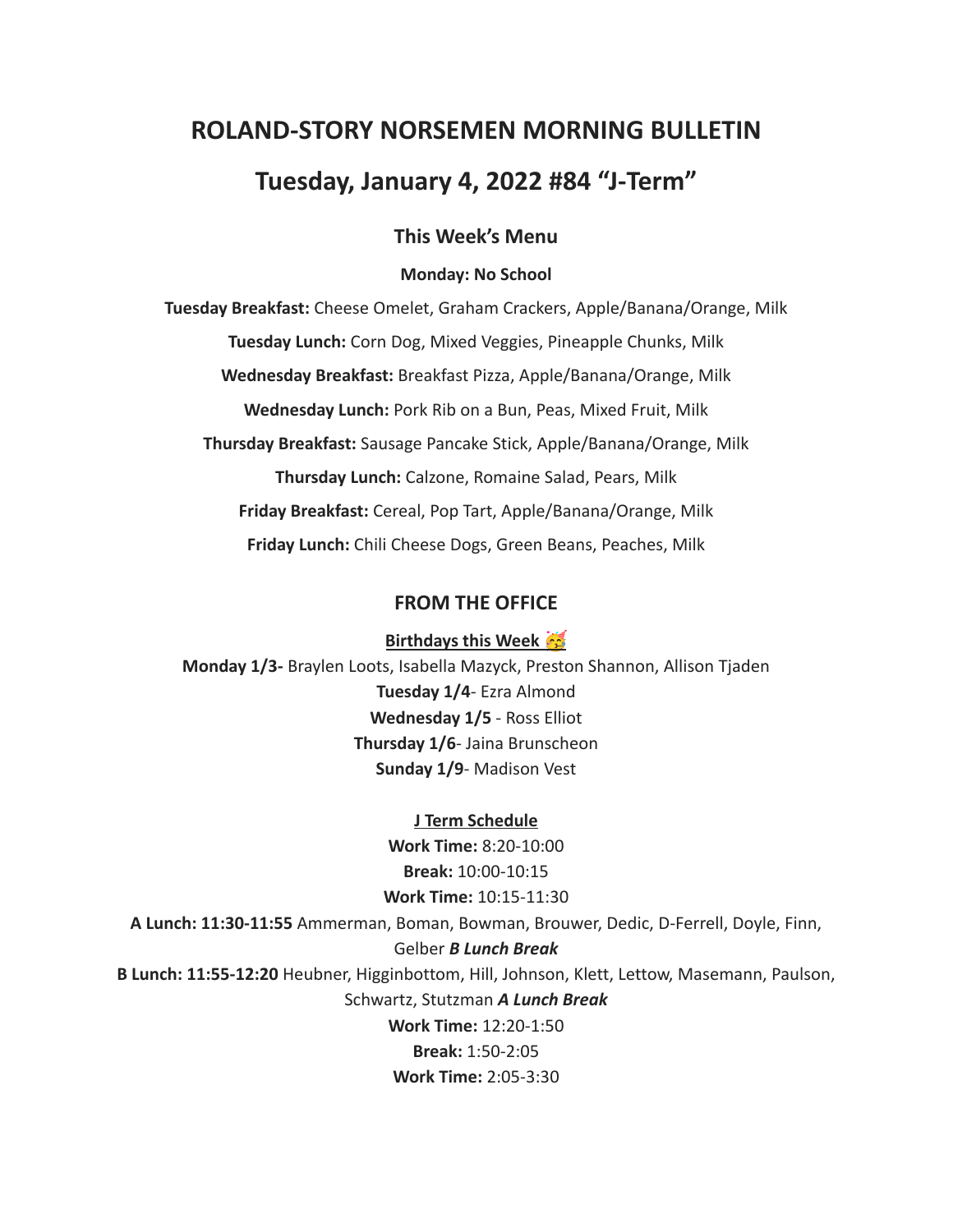# ROLAND-STORY NORSEMEN MORNING BULLETIN

# Tuesday, January 4, 2022 #84 "J-Term"

### This Week's Menu

**Monday: No School**

**Tuesday Breakfast:** Cheese Omelet, Graham Crackers, Apple/Banana/Orange, Milk

**Tuesday Lunch:** Corn Dog, Mixed Veggies, Pineapple Chunks, Milk

**Wednesday Breakfast:** Breakfast Pizza, Apple/Banana/Orange, Milk

**Wednesday Lunch:** Pork Rib on a Bun, Peas, Mixed Fruit, Milk

**Thursday Breakfast:** Sausage Pancake Stick, Apple/Banana/Orange, Milk

**Thursday Lunch:** Calzone, Romaine Salad, Pears, Milk

**Friday Breakfast:** Cereal, Pop Tart, Apple/Banana/Orange, Milk

**Friday Lunch:** Chili Cheese Dogs, Green Beans, Peaches, Milk

### FROM THE OFFICE

**Birthdays this Week 🥳**

**Monday 1/3-** Braylen Loots, Isabella Mazyck, Preston Shannon, Allison Tjaden
**Tuesday 1/4**- Ezra Almond
**Wednesday 1/5** - Ross Elliot
**Thursday 1/6**- Jaina Brunscheon
**Sunday 1/9**- Madison Vest

**J Term Schedule**

**Work Time:** 8:20-10:00
**Break:** 10:00-10:15
**Work Time:** 10:15-11:30
**A Lunch: 11:30-11:55** Ammerman, Boman, Bowman, Brouwer, Dedic, D-Ferrell, Doyle, Finn, Gelber ***B Lunch Break***
**B Lunch: 11:55-12:20** Heubner, Higginbottom, Hill, Johnson, Klett, Lettow, Masemann, Paulson, Schwartz, Stutzman ***A Lunch Break***
**Work Time:** 12:20-1:50
**Break:** 1:50-2:05
**Work Time:** 2:05-3:30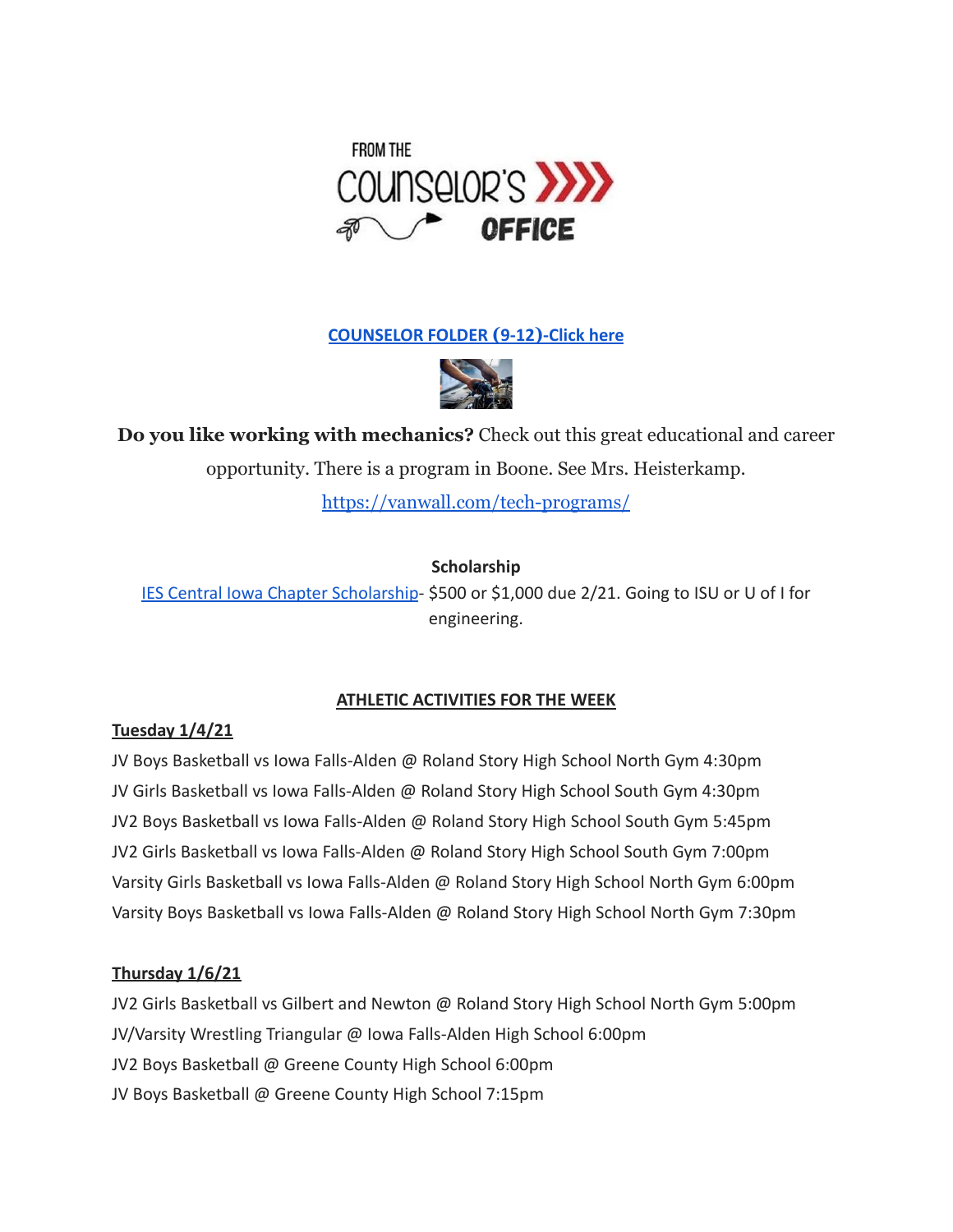FROM THE COUNSELOR'S OFFICE

**[COUNSELOR FOLDER (9-12)-Click here]()**

**Do you like working with mechanics?** Check out this great educational and career opportunity. There is a program in Boone. See Mrs. Heisterkamp.

https://vanwall.com/tech-programs/

**Scholarship**

[IES Central Iowa Chapter Scholarship]()- $500 or $1,000 due 2/21. Going to ISU or U of I for engineering.

## ATHLETIC ACTIVITIES FOR THE WEEK

**Tuesday 1/4/21**

JV Boys Basketball vs Iowa Falls-Alden @ Roland Story High School North Gym 4:30pm
JV Girls Basketball vs Iowa Falls-Alden @ Roland Story High School South Gym 4:30pm
JV2 Boys Basketball vs Iowa Falls-Alden @ Roland Story High School South Gym 5:45pm
JV2 Girls Basketball vs Iowa Falls-Alden @ Roland Story High School South Gym 7:00pm
Varsity Girls Basketball vs Iowa Falls-Alden @ Roland Story High School North Gym 6:00pm
Varsity Boys Basketball vs Iowa Falls-Alden @ Roland Story High School North Gym 7:30pm

**Thursday 1/6/21**

JV2 Girls Basketball vs Gilbert and Newton @ Roland Story High School North Gym 5:00pm
JV/Varsity Wrestling Triangular @ Iowa Falls-Alden High School 6:00pm
JV2 Boys Basketball @ Greene County High School 6:00pm
JV Boys Basketball @ Greene County High School 7:15pm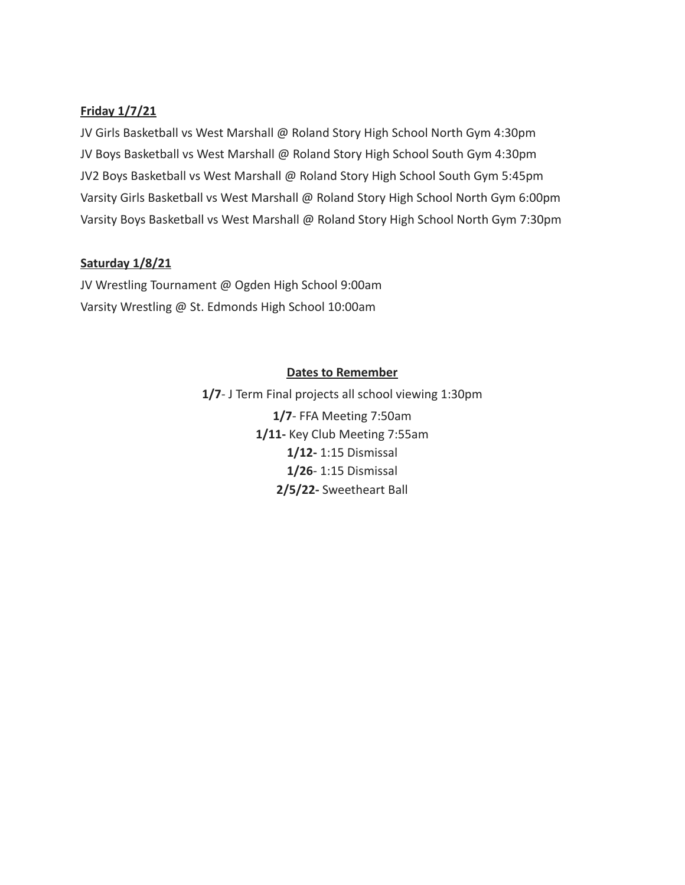**Friday 1/7/21**

JV Girls Basketball vs West Marshall @ Roland Story High School North Gym 4:30pm
JV Boys Basketball vs West Marshall @ Roland Story High School South Gym 4:30pm
JV2 Boys Basketball vs West Marshall @ Roland Story High School South Gym 5:45pm
Varsity Girls Basketball vs West Marshall @ Roland Story High School North Gym 6:00pm
Varsity Boys Basketball vs West Marshall @ Roland Story High School North Gym 7:30pm

**Saturday 1/8/21**

JV Wrestling Tournament @ Ogden High School 9:00am
Varsity Wrestling @ St. Edmonds High School 10:00am

**Dates to Remember**

**1/7**- J Term Final projects all school viewing 1:30pm
**1/7**- FFA Meeting 7:50am
**1/11-** Key Club Meeting 7:55am
**1/12-** 1:15 Dismissal
**1/26**- 1:15 Dismissal
**2/5/22-** Sweetheart Ball